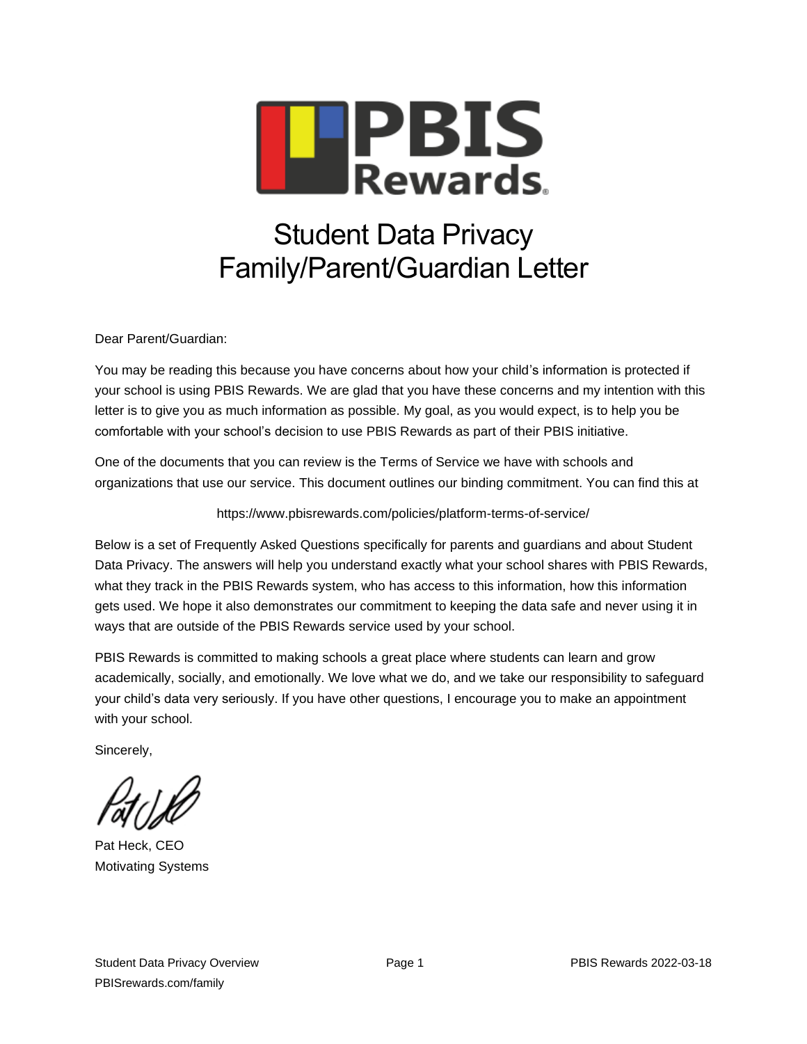# Student Data Privacy Family/Parent/Guardian Letter

Dear Parent/Guardian:

You may be reading this because you have concerns about how your child's information is protected if your school is using PBIS Rewards. We are glad that you have these concerns and my intention with this letter is to give you as much information as possible. My goal, as you would expect, is to help you be comfortable with your school's decision to use PBIS Rewards as part of their PBIS initiative.

One of the documents that you can review is the Terms of Service we have with schools and organizations that use our service. This document outlines our binding commitment. You can find this at

https://www.pbisrewards.com/policies/platform-terms-of-service/

Below is a set of Frequently Asked Questions specifically for parents and guardians and about Student Data Privacy. The answers will help you understand exactly what your school shares with PBIS Rewards, what they track in the PBIS Rewards system, who has access to this information, how this information gets used. We hope it also demonstrates our commitment to keeping the data safe and never using it in ways that are outside of the PBIS Rewards service used by your school.

PBIS Rewards is committed to making schools a great place where students can learn and grow academically, socially, and emotionally. We love what we do, and we take our responsibility to safeguard your child's data very seriously. If you have other questions, I encourage you to make an appointment with your school.

Sincerely,

Pat Heck, CEO
Motivating Systems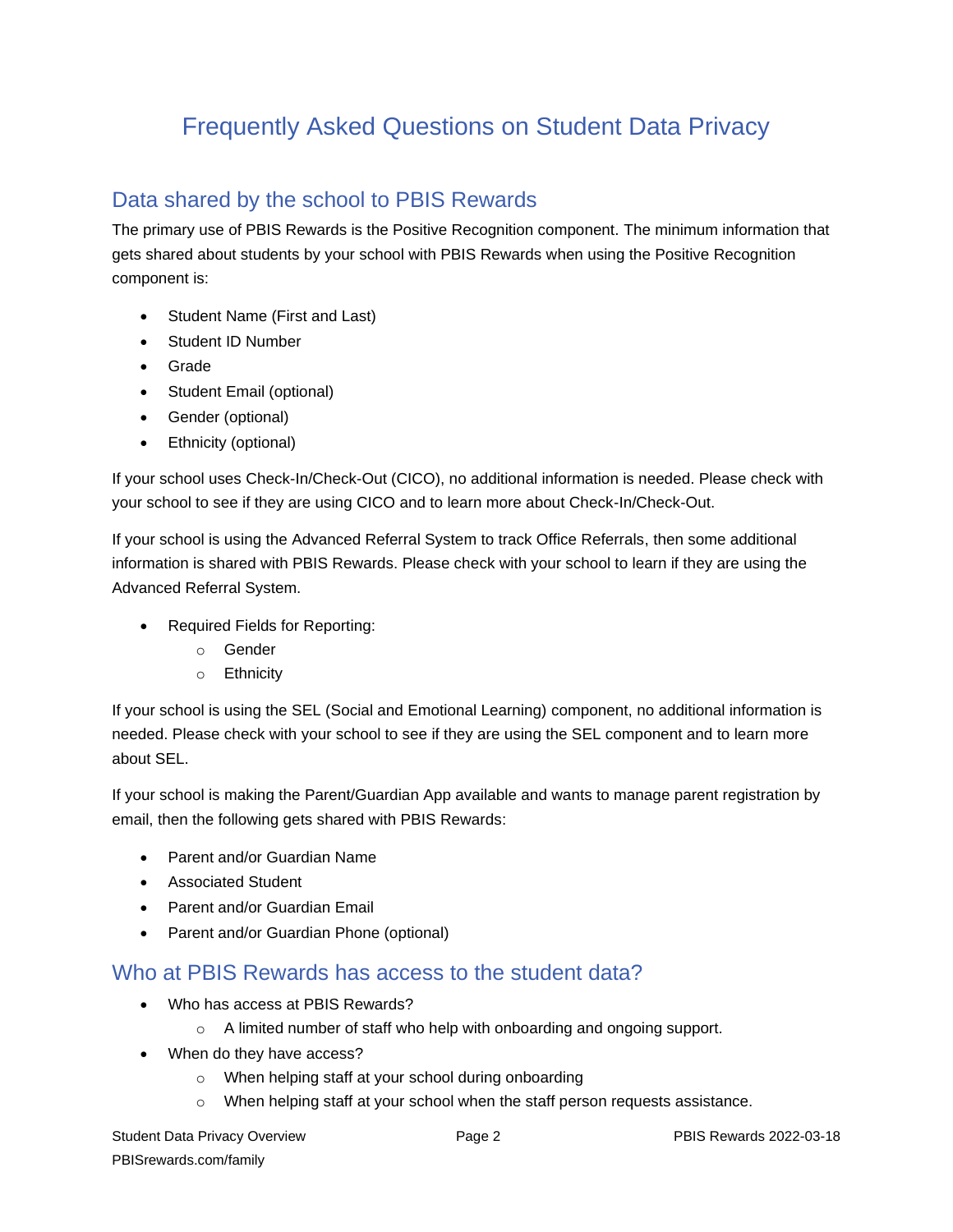# Frequently Asked Questions on Student Data Privacy

## Data shared by the school to PBIS Rewards

The primary use of PBIS Rewards is the Positive Recognition component. The minimum information that gets shared about students by your school with PBIS Rewards when using the Positive Recognition component is:

- Student Name (First and Last)
- Student ID Number
- Grade
- Student Email (optional)
- Gender (optional)
- Ethnicity (optional)

If your school uses Check-In/Check-Out (CICO), no additional information is needed. Please check with your school to see if they are using CICO and to learn more about Check-In/Check-Out.

If your school is using the Advanced Referral System to track Office Referrals, then some additional information is shared with PBIS Rewards. Please check with your school to learn if they are using the Advanced Referral System.

- Required Fields for Reporting:
  - Gender
  - Ethnicity

If your school is using the SEL (Social and Emotional Learning) component, no additional information is needed. Please check with your school to see if they are using the SEL component and to learn more about SEL.

If your school is making the Parent/Guardian App available and wants to manage parent registration by email, then the following gets shared with PBIS Rewards:

- Parent and/or Guardian Name
- Associated Student
- Parent and/or Guardian Email
- Parent and/or Guardian Phone (optional)

## Who at PBIS Rewards has access to the student data?

- Who has access at PBIS Rewards?
  - A limited number of staff who help with onboarding and ongoing support.
- When do they have access?
  - When helping staff at your school during onboarding
  - When helping staff at your school when the staff person requests assistance.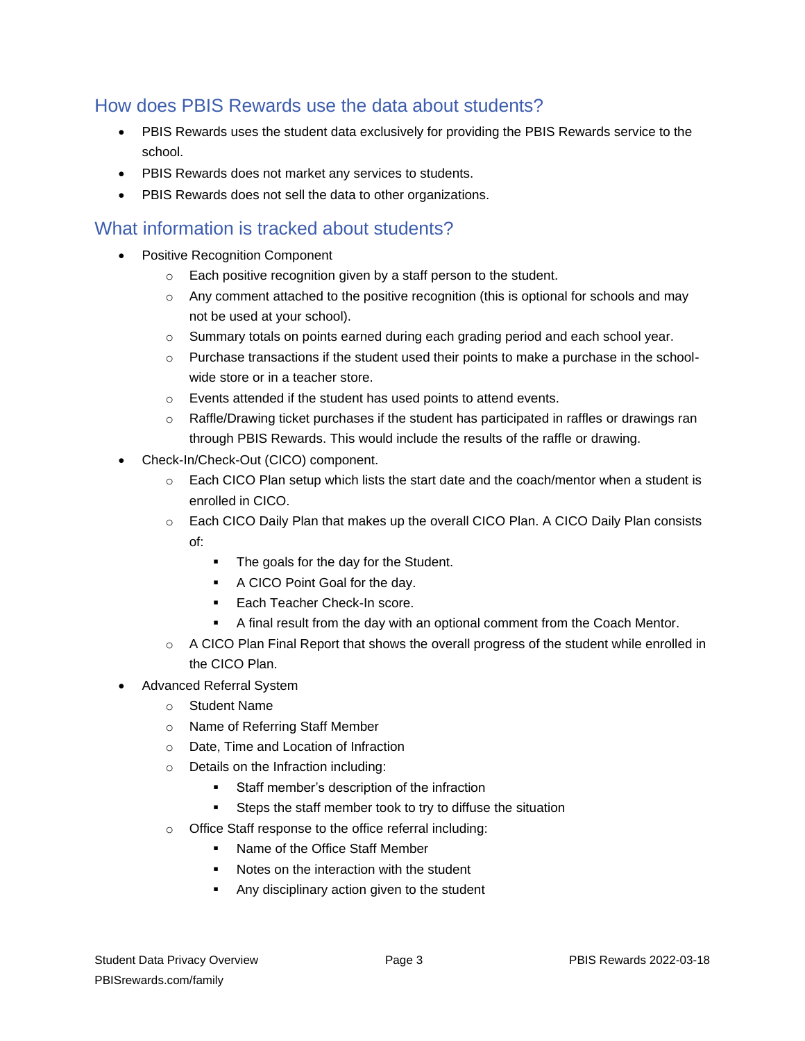## How does PBIS Rewards use the data about students?

- PBIS Rewards uses the student data exclusively for providing the PBIS Rewards service to the school.
- PBIS Rewards does not market any services to students.
- PBIS Rewards does not sell the data to other organizations.

## What information is tracked about students?

- Positive Recognition Component
  - Each positive recognition given by a staff person to the student.
  - Any comment attached to the positive recognition (this is optional for schools and may not be used at your school).
  - Summary totals on points earned during each grading period and each school year.
  - Purchase transactions if the student used their points to make a purchase in the school-wide store or in a teacher store.
  - Events attended if the student has used points to attend events.
  - Raffle/Drawing ticket purchases if the student has participated in raffles or drawings ran through PBIS Rewards. This would include the results of the raffle or drawing.
- Check-In/Check-Out (CICO) component.
  - Each CICO Plan setup which lists the start date and the coach/mentor when a student is enrolled in CICO.
  - Each CICO Daily Plan that makes up the overall CICO Plan. A CICO Daily Plan consists of:
    - The goals for the day for the Student.
    - A CICO Point Goal for the day.
    - Each Teacher Check-In score.
    - A final result from the day with an optional comment from the Coach Mentor.
  - A CICO Plan Final Report that shows the overall progress of the student while enrolled in the CICO Plan.
- Advanced Referral System
  - Student Name
  - Name of Referring Staff Member
  - Date, Time and Location of Infraction
  - Details on the Infraction including:
    - Staff member's description of the infraction
    - Steps the staff member took to try to diffuse the situation
  - Office Staff response to the office referral including:
    - Name of the Office Staff Member
    - Notes on the interaction with the student
    - Any disciplinary action given to the student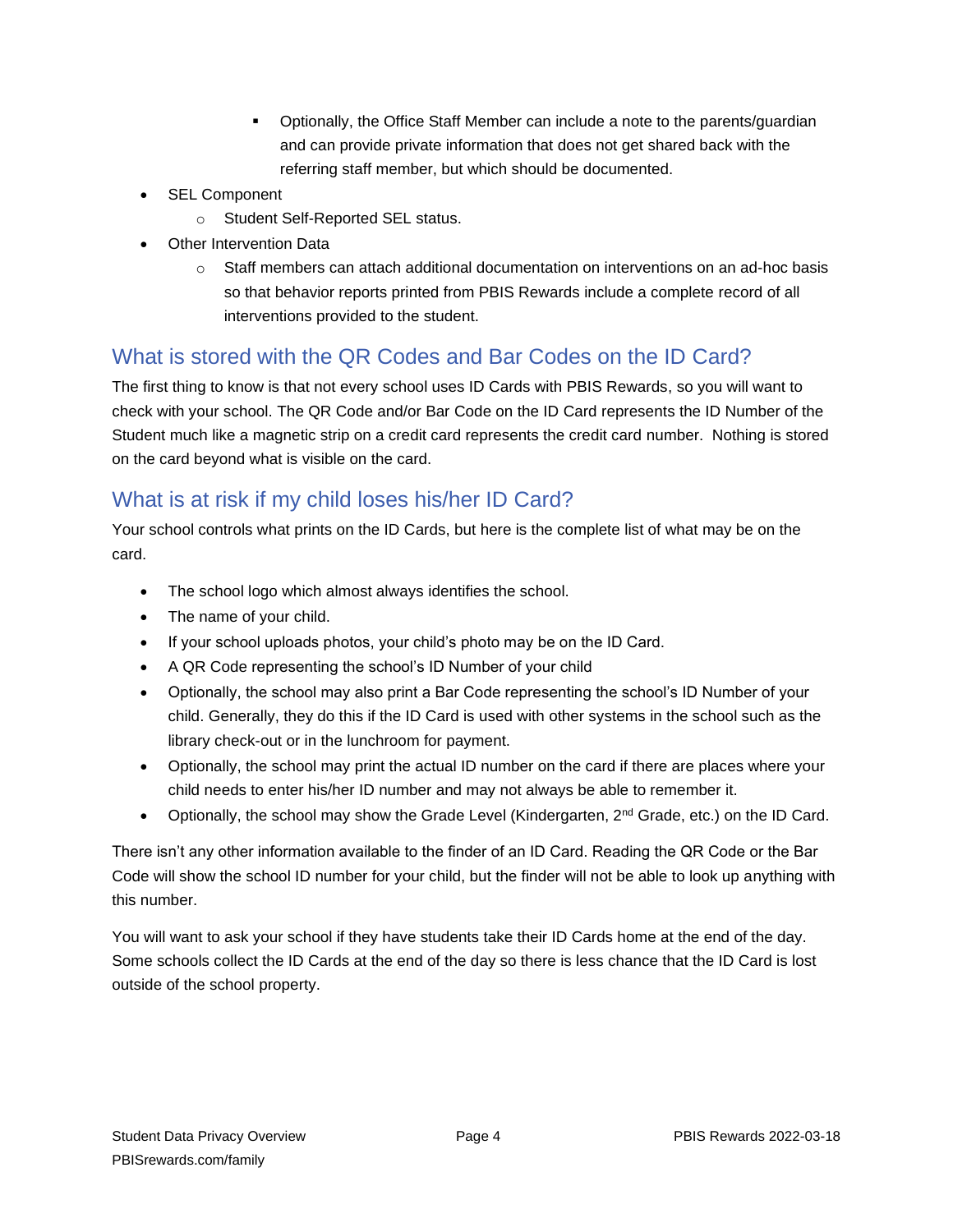- Optionally, the Office Staff Member can include a note to the parents/guardian and can provide private information that does not get shared back with the referring staff member, but which should be documented.
- SEL Component
    - Student Self-Reported SEL status.
- Other Intervention Data
    - Staff members can attach additional documentation on interventions on an ad-hoc basis so that behavior reports printed from PBIS Rewards include a complete record of all interventions provided to the student.

## What is stored with the QR Codes and Bar Codes on the ID Card?

The first thing to know is that not every school uses ID Cards with PBIS Rewards, so you will want to check with your school. The QR Code and/or Bar Code on the ID Card represents the ID Number of the Student much like a magnetic strip on a credit card represents the credit card number. Nothing is stored on the card beyond what is visible on the card.

## What is at risk if my child loses his/her ID Card?

Your school controls what prints on the ID Cards, but here is the complete list of what may be on the card.

- The school logo which almost always identifies the school.
- The name of your child.
- If your school uploads photos, your child's photo may be on the ID Card.
- A QR Code representing the school's ID Number of your child
- Optionally, the school may also print a Bar Code representing the school's ID Number of your child. Generally, they do this if the ID Card is used with other systems in the school such as the library check-out or in the lunchroom for payment.
- Optionally, the school may print the actual ID number on the card if there are places where your child needs to enter his/her ID number and may not always be able to remember it.
- Optionally, the school may show the Grade Level (Kindergarten, 2nd Grade, etc.) on the ID Card.

There isn't any other information available to the finder of an ID Card. Reading the QR Code or the Bar Code will show the school ID number for your child, but the finder will not be able to look up anything with this number.

You will want to ask your school if they have students take their ID Cards home at the end of the day. Some schools collect the ID Cards at the end of the day so there is less chance that the ID Card is lost outside of the school property.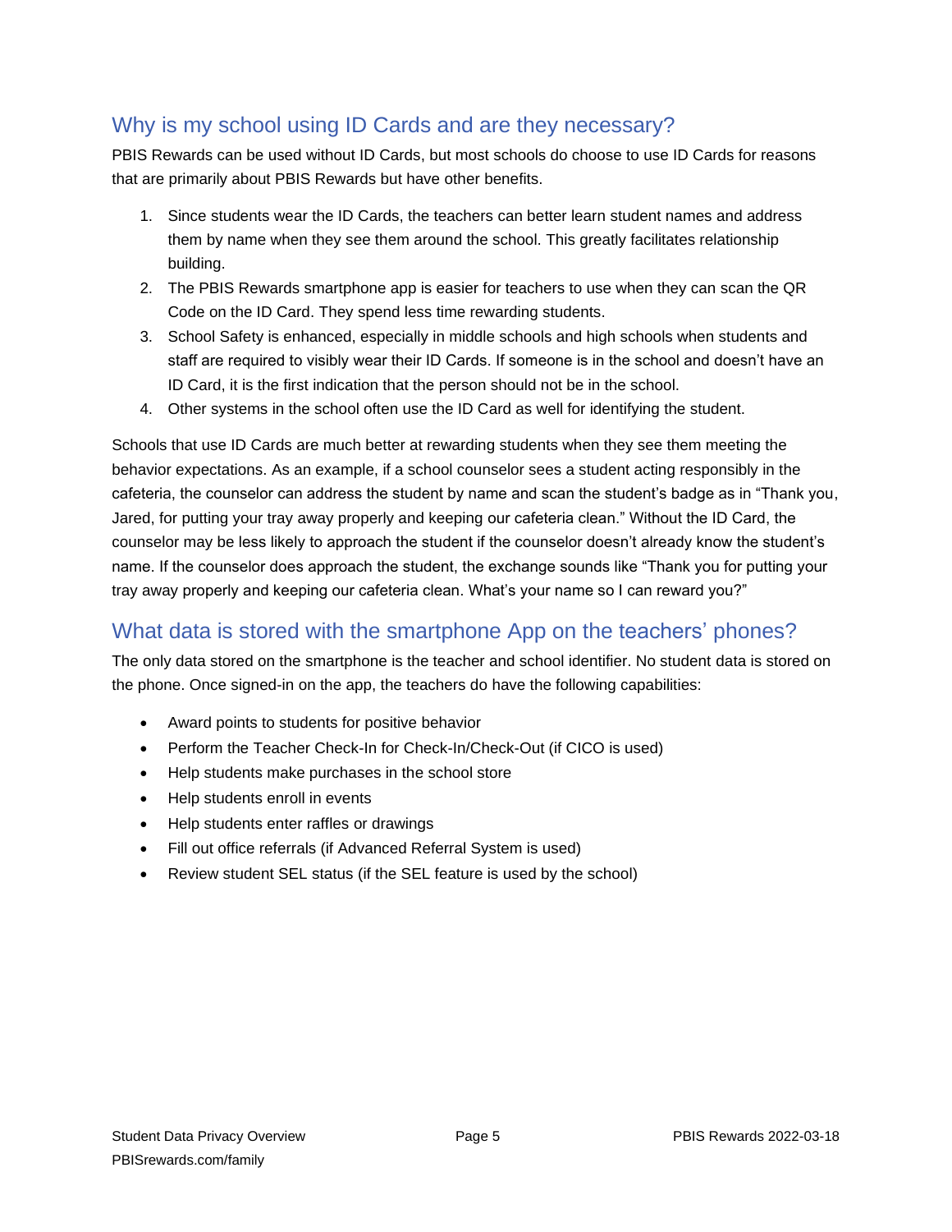## Why is my school using ID Cards and are they necessary?

PBIS Rewards can be used without ID Cards, but most schools do choose to use ID Cards for reasons that are primarily about PBIS Rewards but have other benefits.

1. Since students wear the ID Cards, the teachers can better learn student names and address them by name when they see them around the school. This greatly facilitates relationship building.
2. The PBIS Rewards smartphone app is easier for teachers to use when they can scan the QR Code on the ID Card. They spend less time rewarding students.
3. School Safety is enhanced, especially in middle schools and high schools when students and staff are required to visibly wear their ID Cards. If someone is in the school and doesn't have an ID Card, it is the first indication that the person should not be in the school.
4. Other systems in the school often use the ID Card as well for identifying the student.

Schools that use ID Cards are much better at rewarding students when they see them meeting the behavior expectations. As an example, if a school counselor sees a student acting responsibly in the cafeteria, the counselor can address the student by name and scan the student's badge as in "Thank you, Jared, for putting your tray away properly and keeping our cafeteria clean." Without the ID Card, the counselor may be less likely to approach the student if the counselor doesn't already know the student's name. If the counselor does approach the student, the exchange sounds like "Thank you for putting your tray away properly and keeping our cafeteria clean. What's your name so I can reward you?"

## What data is stored with the smartphone App on the teachers' phones?

The only data stored on the smartphone is the teacher and school identifier. No student data is stored on the phone. Once signed-in on the app, the teachers do have the following capabilities:

- Award points to students for positive behavior
- Perform the Teacher Check-In for Check-In/Check-Out (if CICO is used)
- Help students make purchases in the school store
- Help students enroll in events
- Help students enter raffles or drawings
- Fill out office referrals (if Advanced Referral System is used)
- Review student SEL status (if the SEL feature is used by the school)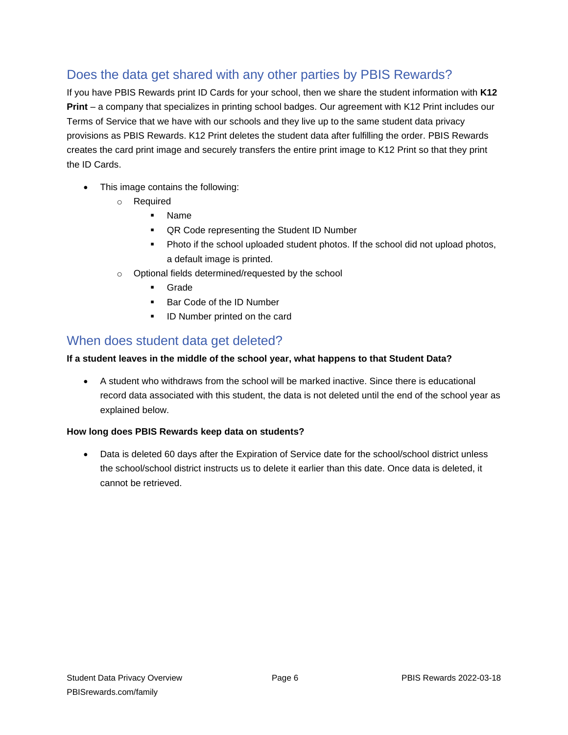## Does the data get shared with any other parties by PBIS Rewards?

If you have PBIS Rewards print ID Cards for your school, then we share the student information with **K12 Print** – a company that specializes in printing school badges. Our agreement with K12 Print includes our Terms of Service that we have with our schools and they live up to the same student data privacy provisions as PBIS Rewards. K12 Print deletes the student data after fulfilling the order. PBIS Rewards creates the card print image and securely transfers the entire print image to K12 Print so that they print the ID Cards.

- This image contains the following:
  - Required
    - Name
    - QR Code representing the Student ID Number
    - Photo if the school uploaded student photos. If the school did not upload photos, a default image is printed.
  - Optional fields determined/requested by the school
    - Grade
    - Bar Code of the ID Number
    - ID Number printed on the card

## When does student data get deleted?

**If a student leaves in the middle of the school year, what happens to that Student Data?**

- A student who withdraws from the school will be marked inactive. Since there is educational record data associated with this student, the data is not deleted until the end of the school year as explained below.

**How long does PBIS Rewards keep data on students?**

- Data is deleted 60 days after the Expiration of Service date for the school/school district unless the school/school district instructs us to delete it earlier than this date. Once data is deleted, it cannot be retrieved.